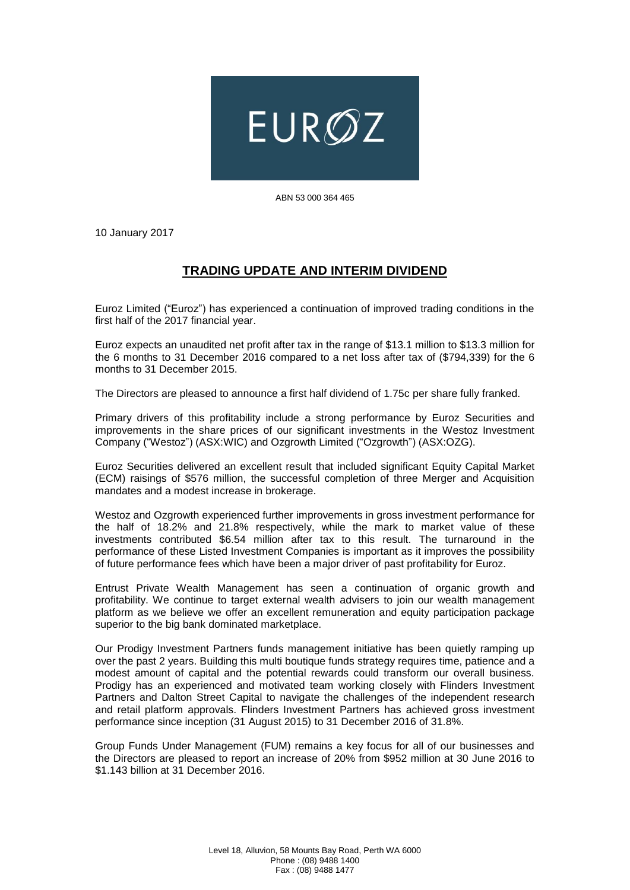EUROZ

ABN 53 000 364 465

10 January 2017

# TRADING UPDATE AND INTERIM DIVIDEND

Euroz Limited ("Euroz") has experienced a continuation of improved trading conditions in the first half of the 2017 financial year.

Euroz expects an unaudited net profit after tax in the range of $13.1 million to $13.3 million for the 6 months to 31 December 2016 compared to a net loss after tax of ($794,339) for the 6 months to 31 December 2015.

The Directors are pleased to announce a first half dividend of 1.75c per share fully franked.

Primary drivers of this profitability include a strong performance by Euroz Securities and improvements in the share prices of our significant investments in the Westoz Investment Company ("Westoz") (ASX:WIC) and Ozgrowth Limited ("Ozgrowth") (ASX:OZG).

Euroz Securities delivered an excellent result that included significant Equity Capital Market (ECM) raisings of $576 million, the successful completion of three Merger and Acquisition mandates and a modest increase in brokerage.

Westoz and Ozgrowth experienced further improvements in gross investment performance for the half of 18.2% and 21.8% respectively, while the mark to market value of these investments contributed $6.54 million after tax to this result. The turnaround in the performance of these Listed Investment Companies is important as it improves the possibility of future performance fees which have been a major driver of past profitability for Euroz.

Entrust Private Wealth Management has seen a continuation of organic growth and profitability. We continue to target external wealth advisers to join our wealth management platform as we believe we offer an excellent remuneration and equity participation package superior to the big bank dominated marketplace.

Our Prodigy Investment Partners funds management initiative has been quietly ramping up over the past 2 years. Building this multi boutique funds strategy requires time, patience and a modest amount of capital and the potential rewards could transform our overall business. Prodigy has an experienced and motivated team working closely with Flinders Investment Partners and Dalton Street Capital to navigate the challenges of the independent research and retail platform approvals. Flinders Investment Partners has achieved gross investment performance since inception (31 August 2015) to 31 December 2016 of 31.8%.

Group Funds Under Management (FUM) remains a key focus for all of our businesses and the Directors are pleased to report an increase of 20% from $952 million at 30 June 2016 to $1.143 billion at 31 December 2016.

Level 18, Alluvion, 58 Mounts Bay Road, Perth WA 6000
Phone : (08) 9488 1400
Fax : (08) 9488 1477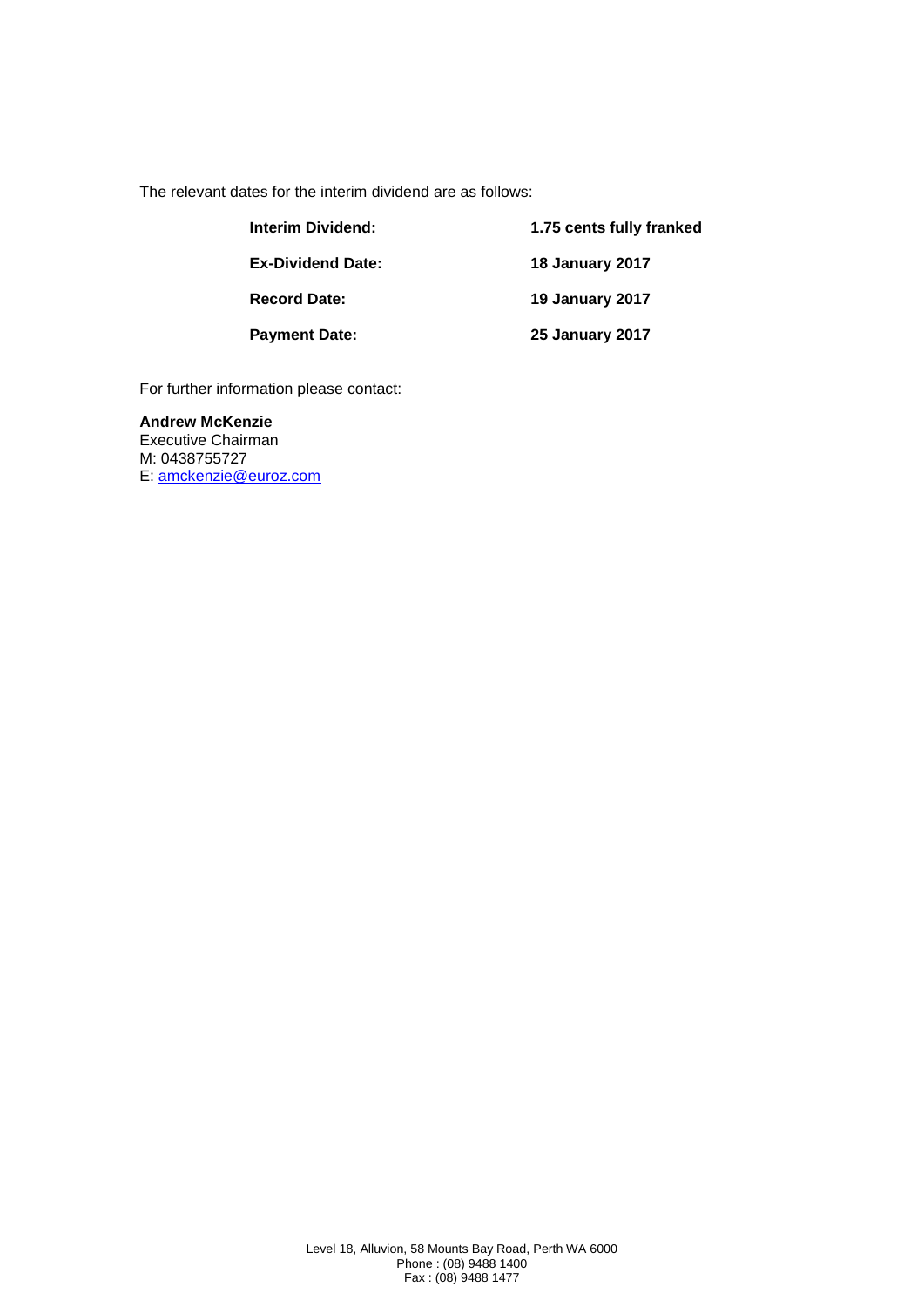The relevant dates for the interim dividend are as follows:

| | |
|---|---|
| **Interim Dividend:** | **1.75 cents fully franked** |
| **Ex-Dividend Date:** | **18 January 2017** |
| **Record Date:** | **19 January 2017** |
| **Payment Date:** | **25 January 2017** |

For further information please contact:

**Andrew McKenzie**
Executive Chairman
M: 0438755727
E: amckenzie@euroz.com

Level 18, Alluvion, 58 Mounts Bay Road, Perth WA 6000
Phone : (08) 9488 1400
Fax : (08) 9488 1477